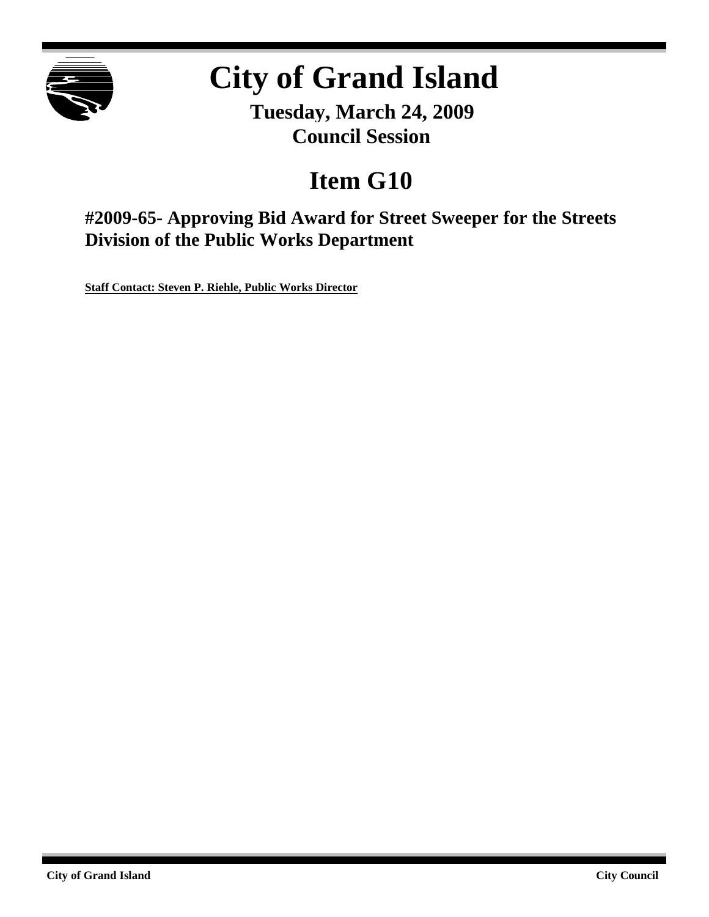# City of Grand Island

**Tuesday, March 24, 2009**
**Council Session**

## Item G10

### #2009-65- Approving Bid Award for Street Sweeper for the Streets Division of the Public Works Department

**Staff Contact: Steven P. Riehle, Public Works Director**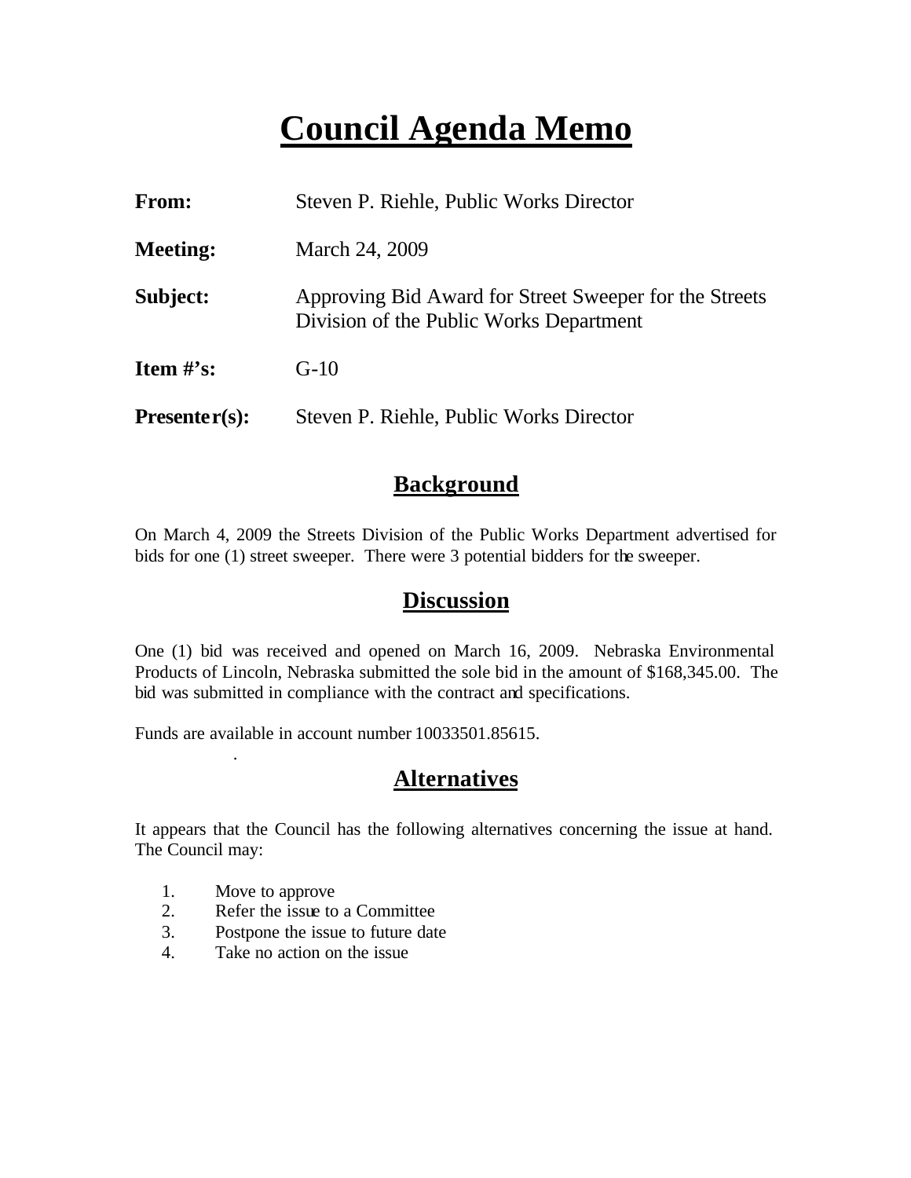# Council Agenda Memo

**From:** Steven P. Riehle, Public Works Director

**Meeting:** March 24, 2009

**Subject:** Approving Bid Award for Street Sweeper for the Streets Division of the Public Works Department

**Item #'s:** G-10

**Presenter(s):** Steven P. Riehle, Public Works Director

## Background

On March 4, 2009 the Streets Division of the Public Works Department advertised for bids for one (1) street sweeper. There were 3 potential bidders for the sweeper.

## Discussion

One (1) bid was received and opened on March 16, 2009. Nebraska Environmental Products of Lincoln, Nebraska submitted the sole bid in the amount of $168,345.00. The bid was submitted in compliance with the contract and specifications.

Funds are available in account number 10033501.85615.

## Alternatives

It appears that the Council has the following alternatives concerning the issue at hand. The Council may:

1. Move to approve
2. Refer the issue to a Committee
3. Postpone the issue to future date
4. Take no action on the issue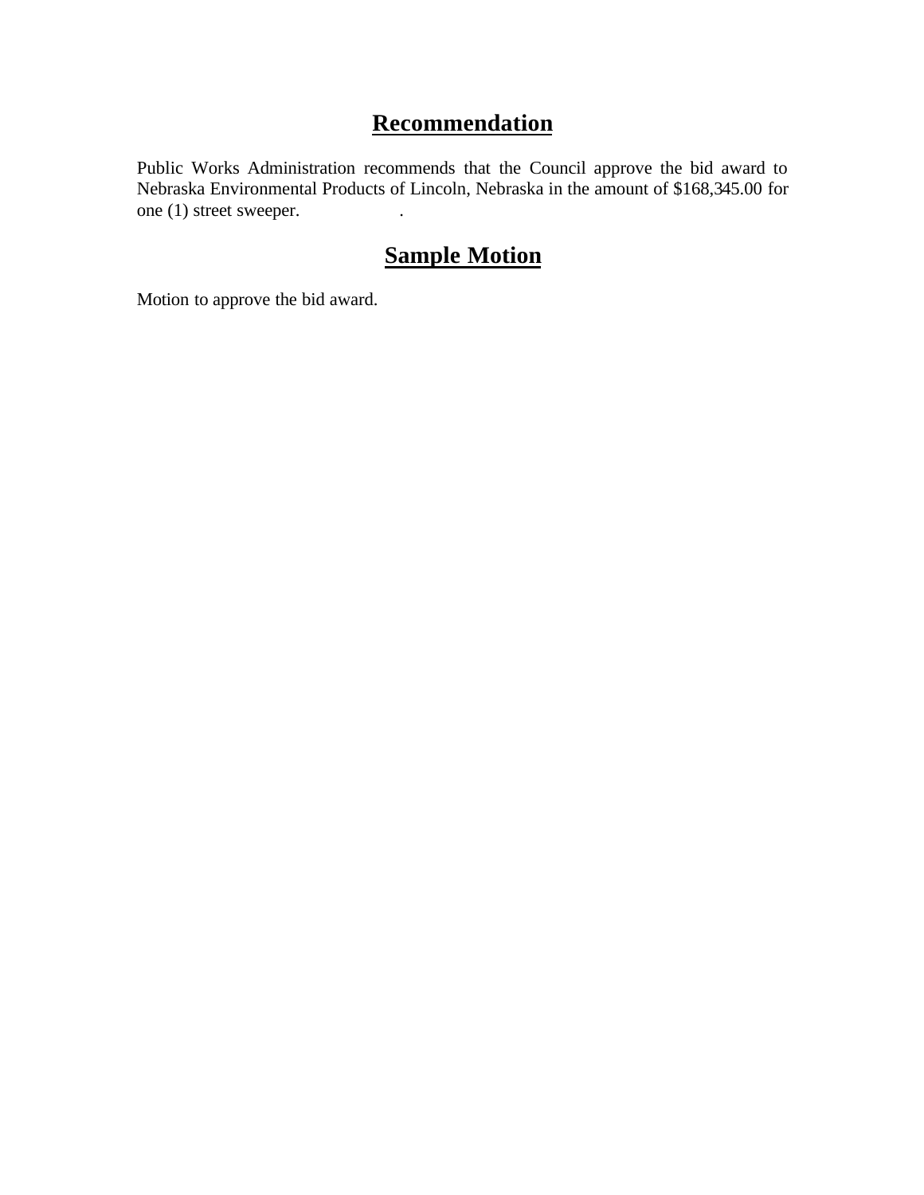## Recommendation

Public Works Administration recommends that the Council approve the bid award to Nebraska Environmental Products of Lincoln, Nebraska in the amount of $168,345.00 for one (1) street sweeper.

## Sample Motion

Motion to approve the bid award.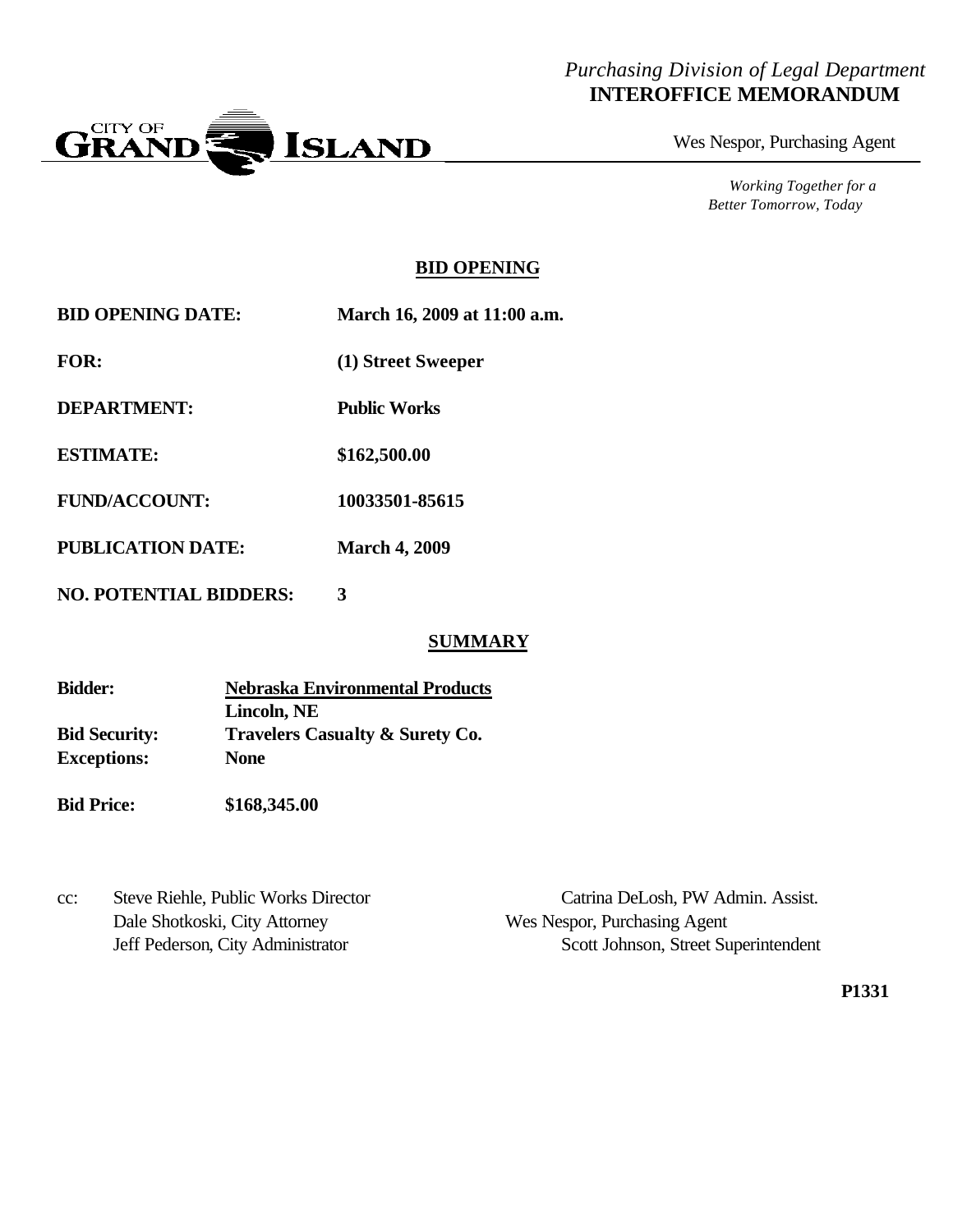*Purchasing Division of Legal Department*
**INTEROFFICE MEMORANDUM**

CITY OF GRAND ISLAND

Wes Nespor, Purchasing Agent

*Working Together for a Better Tomorrow, Today*

## BID OPENING

**BID OPENING DATE:** **March 16, 2009 at 11:00 a.m.**

**FOR:** **(1) Street Sweeper**

**DEPARTMENT:** **Public Works**

**ESTIMATE:** **$162,500.00**

**FUND/ACCOUNT:** **10033501-85615**

**PUBLICATION DATE:** **March 4, 2009**

**NO. POTENTIAL BIDDERS:** **3**

## SUMMARY

**Bidder:** **Nebraska Environmental Products**
**Lincoln, NE**
**Bid Security:** **Travelers Casualty & Surety Co.**
**Exceptions:** **None**

**Bid Price:** **$168,345.00**

cc: Steve Riehle, Public Works Director
Dale Shotkoski, City Attorney
Jeff Pederson, City Administrator
Catrina DeLosh, PW Admin. Assist.
Wes Nespor, Purchasing Agent
Scott Johnson, Street Superintendent

**P1331**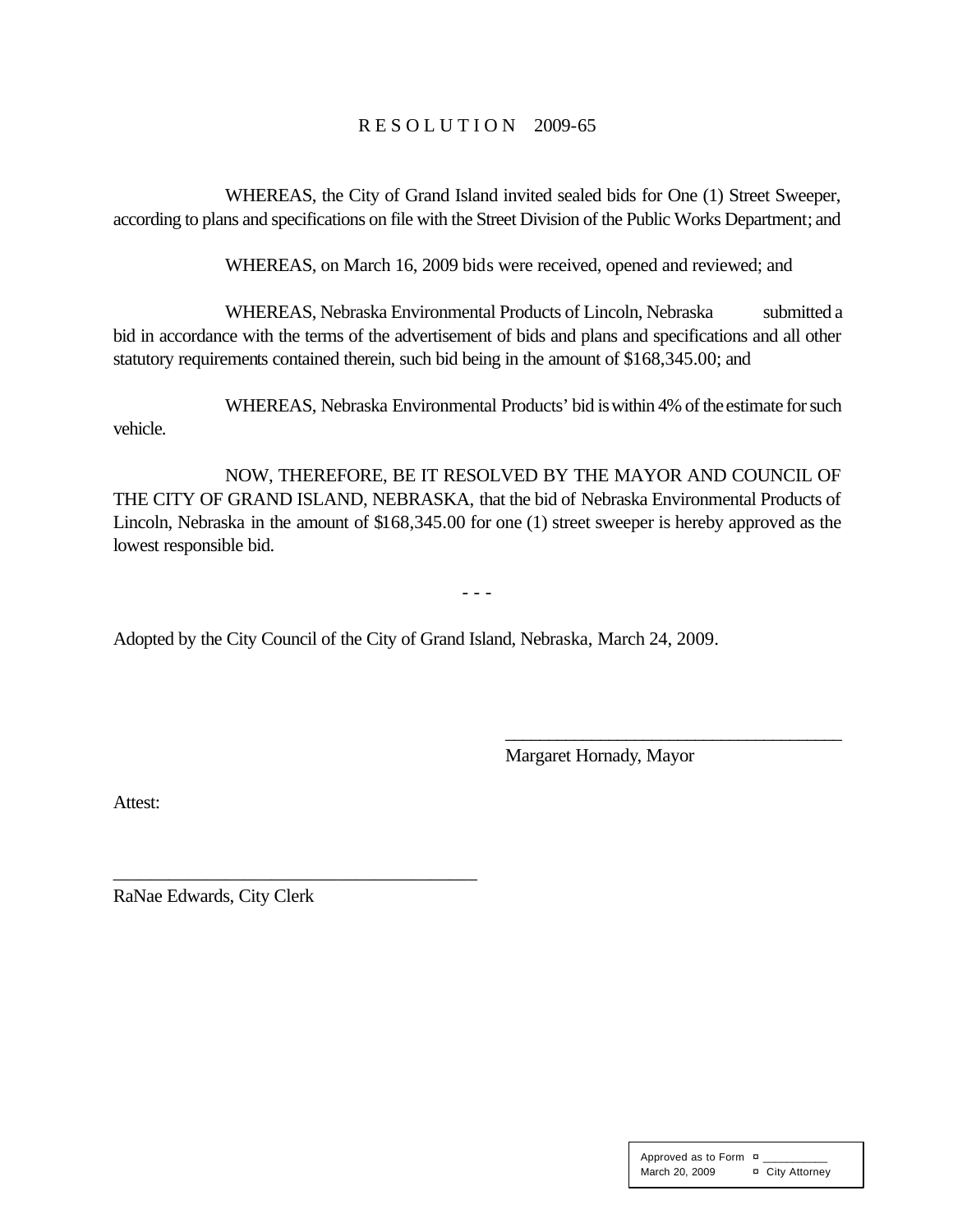# R E S O L U T I O N 2009-65

WHEREAS, the City of Grand Island invited sealed bids for One (1) Street Sweeper, according to plans and specifications on file with the Street Division of the Public Works Department; and

WHEREAS, on March 16, 2009 bids were received, opened and reviewed; and

WHEREAS, Nebraska Environmental Products of Lincoln, Nebraska submitted a bid in accordance with the terms of the advertisement of bids and plans and specifications and all other statutory requirements contained therein, such bid being in the amount of $168,345.00; and

WHEREAS, Nebraska Environmental Products' bid is within 4% of the estimate for such vehicle.

NOW, THEREFORE, BE IT RESOLVED BY THE MAYOR AND COUNCIL OF THE CITY OF GRAND ISLAND, NEBRASKA, that the bid of Nebraska Environmental Products of Lincoln, Nebraska in the amount of $168,345.00 for one (1) street sweeper is hereby approved as the lowest responsible bid.

- - -

Adopted by the City Council of the City of Grand Island, Nebraska, March 24, 2009.

_____________________________________
Margaret Hornady, Mayor

Attest:

_____________________________________
RaNae Edwards, City Clerk

| | |
|---|---|
| Approved as to Form | ¤ __________ |
| March 20, 2009 | ¤ City Attorney |